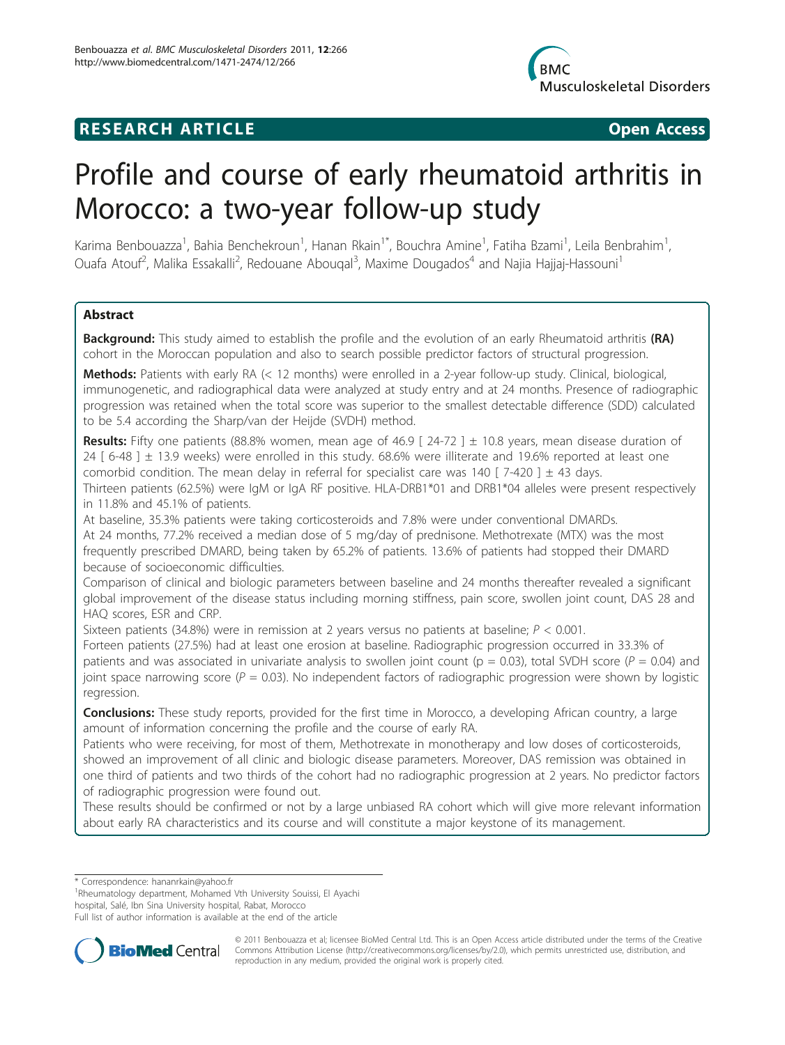**RESEARCH ARTICLE** **Open Access**

# Profile and course of early rheumatoid arthritis in Morocco: a two-year follow-up study

Karima Benbouazza[1], Bahia Benchekroun[1], Hanan Rkain[1*], Bouchra Amine[1], Fatiha Bzami[1], Leila Benbrahim[1], Ouafa Atouf[2], Malika Essakalli[2], Redouane Abouqal[3], Maxime Dougados[4] and Najia Hajjaj-Hassouni[1]

## Abstract

**Background:** This study aimed to establish the profile and the evolution of an early Rheumatoid arthritis **(RA)** cohort in the Moroccan population and also to search possible predictor factors of structural progression.

**Methods:** Patients with early RA (< 12 months) were enrolled in a 2-year follow-up study. Clinical, biological, immunogenetic, and radiographical data were analyzed at study entry and at 24 months. Presence of radiographic progression was retained when the total score was superior to the smallest detectable difference (SDD) calculated to be 5.4 according the Sharp/van der Heijde (SVDH) method.

**Results:** Fifty one patients (88.8% women, mean age of 46.9 [ 24-72 ] ± 10.8 years, mean disease duration of 24 [ 6-48 ] ± 13.9 weeks) were enrolled in this study. 68.6% were illiterate and 19.6% reported at least one comorbid condition. The mean delay in referral for specialist care was 140 [ 7-420 ] ± 43 days.

Thirteen patients (62.5%) were IgM or IgA RF positive. HLA-DRB1*01 and DRB1*04 alleles were present respectively in 11.8% and 45.1% of patients.

At baseline, 35.3% patients were taking corticosteroids and 7.8% were under conventional DMARDs.

At 24 months, 77.2% received a median dose of 5 mg/day of prednisone. Methotrexate (MTX) was the most frequently prescribed DMARD, being taken by 65.2% of patients. 13.6% of patients had stopped their DMARD because of socioeconomic difficulties.

Comparison of clinical and biologic parameters between baseline and 24 months thereafter revealed a significant global improvement of the disease status including morning stiffness, pain score, swollen joint count, DAS 28 and HAQ scores, ESR and CRP.

Sixteen patients (34.8%) were in remission at 2 years versus no patients at baseline; $P < 0.001$.

Forteen patients (27.5%) had at least one erosion at baseline. Radiographic progression occurred in 33.3% of patients and was associated in univariate analysis to swollen joint count ($p = 0.03$), total SVDH score ($P = 0.04$) and joint space narrowing score ($P = 0.03$). No independent factors of radiographic progression were shown by logistic regression.

**Conclusions:** These study reports, provided for the first time in Morocco, a developing African country, a large amount of information concerning the profile and the course of early RA.

Patients who were receiving, for most of them, Methotrexate in monotherapy and low doses of corticosteroids, showed an improvement of all clinic and biologic disease parameters. Moreover, DAS remission was obtained in one third of patients and two thirds of the cohort had no radiographic progression at 2 years. No predictor factors of radiographic progression were found out.

These results should be confirmed or not by a large unbiased RA cohort which will give more relevant information about early RA characteristics and its course and will constitute a major keystone of its management.

\* Correspondence: hananrkain@yahoo.fr

[1]Rheumatology department, Mohamed Vth University Souissi, El Ayachi hospital, Salé, Ibn Sina University hospital, Rabat, Morocco

Full list of author information is available at the end of the article

© 2011 Benbouazza et al; licensee BioMed Central Ltd. This is an Open Access article distributed under the terms of the Creative Commons Attribution License (http://creativecommons.org/licenses/by/2.0), which permits unrestricted use, distribution, and reproduction in any medium, provided the original work is properly cited.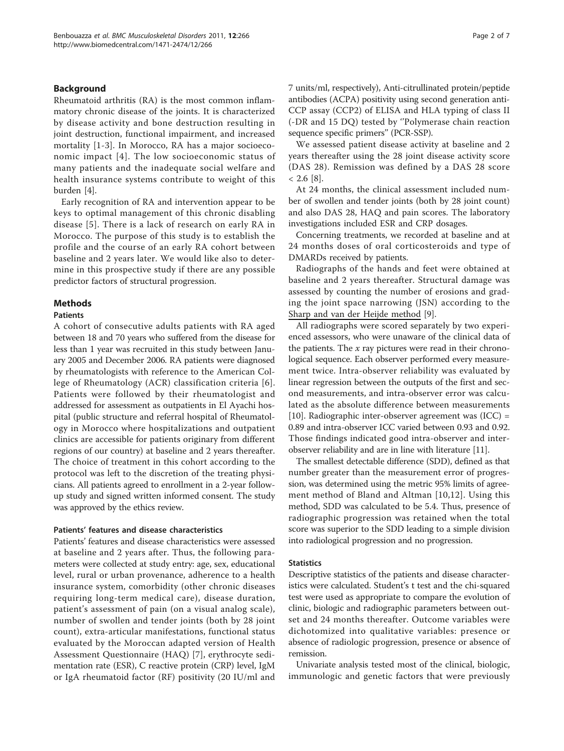## Background

Rheumatoid arthritis (RA) is the most common inflammatory chronic disease of the joints. It is characterized by disease activity and bone destruction resulting in joint destruction, functional impairment, and increased mortality [1-3]. In Morocco, RA has a major socioeconomic impact [4]. The low socioeconomic status of many patients and the inadequate social welfare and health insurance systems contribute to weight of this burden [4].

Early recognition of RA and intervention appear to be keys to optimal management of this chronic disabling disease [5]. There is a lack of research on early RA in Morocco. The purpose of this study is to establish the profile and the course of an early RA cohort between baseline and 2 years later. We would like also to determine in this prospective study if there are any possible predictor factors of structural progression.

## Methods

### Patients

A cohort of consecutive adults patients with RA aged between 18 and 70 years who suffered from the disease for less than 1 year was recruited in this study between January 2005 and December 2006. RA patients were diagnosed by rheumatologists with reference to the American College of Rheumatology (ACR) classification criteria [6]. Patients were followed by their rheumatologist and addressed for assessment as outpatients in El Ayachi hospital (public structure and referral hospital of Rheumatology in Morocco where hospitalizations and outpatient clinics are accessible for patients originary from different regions of our country) at baseline and 2 years thereafter. The choice of treatment in this cohort according to the protocol was left to the discretion of the treating physicians. All patients agreed to enrollment in a 2-year follow-up study and signed written informed consent. The study was approved by the ethics review.

#### Patients' features and disease characteristics

Patients' features and disease characteristics were assessed at baseline and 2 years after. Thus, the following parameters were collected at study entry: age, sex, educational level, rural or urban provenance, adherence to a health insurance system, comorbidity (other chronic diseases requiring long-term medical care), disease duration, patient's assessment of pain (on a visual analog scale), number of swollen and tender joints (both by 28 joint count), extra-articular manifestations, functional status evaluated by the Moroccan adapted version of Health Assessment Questionnaire (HAQ) [7], erythrocyte sedimentation rate (ESR), C reactive protein (CRP) level, IgM or IgA rheumatoid factor (RF) positivity (20 IU/ml and 7 units/ml, respectively), Anti-citrullinated protein/peptide antibodies (ACPA) positivity using second generation anti-CCP assay (CCP2) of ELISA and HLA typing of class II (-DR and 15 DQ) tested by ''Polymerase chain reaction sequence specific primers" (PCR-SSP).

We assessed patient disease activity at baseline and 2 years thereafter using the 28 joint disease activity score (DAS 28). Remission was defined by a DAS 28 score $< 2.6$ [8].

At 24 months, the clinical assessment included number of swollen and tender joints (both by 28 joint count) and also DAS 28, HAQ and pain scores. The laboratory investigations included ESR and CRP dosages.

Concerning treatments, we recorded at baseline and at 24 months doses of oral corticosteroids and type of DMARDs received by patients.

Radiographs of the hands and feet were obtained at baseline and 2 years thereafter. Structural damage was assessed by counting the number of erosions and grading the joint space narrowing (JSN) according to the Sharp and van der Heijde method [9].

All radiographs were scored separately by two experienced assessors, who were unaware of the clinical data of the patients. The *x* ray pictures were read in their chronological sequence. Each observer performed every measurement twice. Intra-observer reliability was evaluated by linear regression between the outputs of the first and second measurements, and intra-observer error was calculated as the absolute difference between measurements [10]. Radiographic inter-observer agreement was (ICC) = 0.89 and intra-observer ICC varied between 0.93 and 0.92. Those findings indicated good intra-observer and inter-observer reliability and are in line with literature [11].

The smallest detectable difference (SDD), defined as that number greater than the measurement error of progression, was determined using the metric 95% limits of agreement method of Bland and Altman [10,12]. Using this method, SDD was calculated to be 5.4. Thus, presence of radiographic progression was retained when the total score was superior to the SDD leading to a simple division into radiological progression and no progression.

#### Statistics

Descriptive statistics of the patients and disease characteristics were calculated. Student's t test and the chi-squared test were used as appropriate to compare the evolution of clinic, biologic and radiographic parameters between outset and 24 months thereafter. Outcome variables were dichotomized into qualitative variables: presence or absence of radiologic progression, presence or absence of remission.

Univariate analysis tested most of the clinical, biologic, immunologic and genetic factors that were previously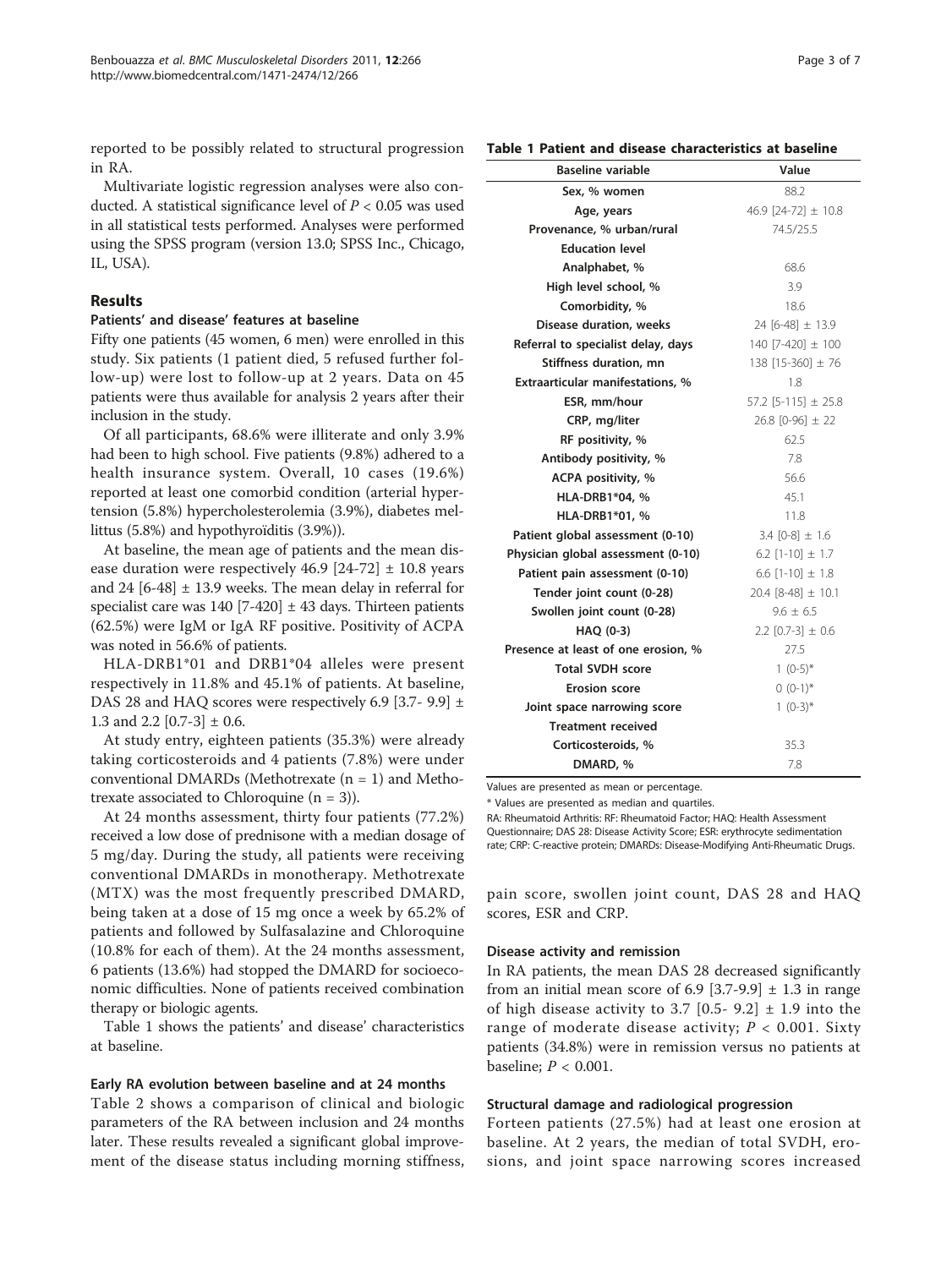reported to be possibly related to structural progression in RA.

Multivariate logistic regression analyses were also conducted. A statistical significance level of $P < 0.05$ was used in all statistical tests performed. Analyses were performed using the SPSS program (version 13.0; SPSS Inc., Chicago, IL, USA).

## Results

### Patients' and disease' features at baseline

Fifty one patients (45 women, 6 men) were enrolled in this study. Six patients (1 patient died, 5 refused further follow-up) were lost to follow-up at 2 years. Data on 45 patients were thus available for analysis 2 years after their inclusion in the study.

Of all participants, 68.6% were illiterate and only 3.9% had been to high school. Five patients (9.8%) adhered to a health insurance system. Overall, 10 cases (19.6%) reported at least one comorbid condition (arterial hypertension (5.8%) hypercholesterolemia (3.9%), diabetes mellittus (5.8%) and hypothyroïditis (3.9%)).

At baseline, the mean age of patients and the mean disease duration were respectively 46.9 [24-72] ± 10.8 years and 24 [6-48] ± 13.9 weeks. The mean delay in referral for specialist care was 140 [7-420] ± 43 days. Thirteen patients (62.5%) were IgM or IgA RF positive. Positivity of ACPA was noted in 56.6% of patients.

HLA-DRB1*01 and DRB1*04 alleles were present respectively in 11.8% and 45.1% of patients. At baseline, DAS 28 and HAQ scores were respectively 6.9 [3.7- 9.9] ± 1.3 and 2.2 [0.7-3] ± 0.6.

At study entry, eighteen patients (35.3%) were already taking corticosteroids and 4 patients (7.8%) were under conventional DMARDs (Methotrexate (n = 1) and Methotrexate associated to Chloroquine (n = 3)).

At 24 months assessment, thirty four patients (77.2%) received a low dose of prednisone with a median dosage of 5 mg/day. During the study, all patients were receiving conventional DMARDs in monotherapy. Methotrexate (MTX) was the most frequently prescribed DMARD, being taken at a dose of 15 mg once a week by 65.2% of patients and followed by Sulfasalazine and Chloroquine (10.8% for each of them). At the 24 months assessment, 6 patients (13.6%) had stopped the DMARD for socioeconomic difficulties. None of patients received combination therapy or biologic agents.

Table 1 shows the patients' and disease' characteristics at baseline.

**Table 1 Patient and disease characteristics at baseline**

| Baseline variable | Value |
|---|---|
| Sex, % women | 88.2 |
| Age, years | 46.9 [24-72] ± 10.8 |
| Provenance, % urban/rural | 74.5/25.5 |
| Education level | |
| Analphabet, % | 68.6 |
| High level school, % | 3.9 |
| Comorbidity, % | 18.6 |
| Disease duration, weeks | 24 [6-48] ± 13.9 |
| Referral to specialist delay, days | 140 [7-420] ± 100 |
| Stiffness duration, mn | 138 [15-360] ± 76 |
| Extraarticular manifestations, % | 1.8 |
| ESR, mm/hour | 57.2 [5-115] ± 25.8 |
| CRP, mg/liter | 26.8 [0-96] ± 22 |
| RF positivity, % | 62.5 |
| Antibody positivity, % | 7.8 |
| ACPA positivity, % | 56.6 |
| HLA-DRB1*04, % | 45.1 |
| HLA-DRB1*01, % | 11.8 |
| Patient global assessment (0-10) | 3.4 [0-8] ± 1.6 |
| Physician global assessment (0-10) | 6.2 [1-10] ± 1.7 |
| Patient pain assessment (0-10) | 6.6 [1-10] ± 1.8 |
| Tender joint count (0-28) | 20.4 [8-48] ± 10.1 |
| Swollen joint count (0-28) | 9.6 ± 6.5 |
| HAQ (0-3) | 2.2 [0.7-3] ± 0.6 |
| Presence at least of one erosion, % | 27.5 |
| Total SVDH score | 1 (0-5)* |
| Erosion score | 0 (0-1)* |
| Joint space narrowing score | 1 (0-3)* |
| Treatment received | |
| Corticosteroids, % | 35.3 |
| DMARD, % | 7.8 |

Values are presented as mean or percentage.

* Values are presented as median and quartiles.

RA: Rheumatoid Arthritis: RF: Rheumatoid Factor; HAQ: Health Assessment Questionnaire; DAS 28: Disease Activity Score; ESR: erythrocyte sedimentation rate; CRP: C-reactive protein; DMARDs: Disease-Modifying Anti-Rheumatic Drugs.

### Early RA evolution between baseline and at 24 months

Table 2 shows a comparison of clinical and biologic parameters of the RA between inclusion and 24 months later. These results revealed a significant global improvement of the disease status including morning stiffness, pain score, swollen joint count, DAS 28 and HAQ scores, ESR and CRP.

### Disease activity and remission

In RA patients, the mean DAS 28 decreased significantly from an initial mean score of 6.9 [3.7-9.9] ± 1.3 in range of high disease activity to 3.7 [0.5- 9.2] ± 1.9 into the range of moderate disease activity; $P < 0.001$. Sixty patients (34.8%) were in remission versus no patients at baseline; $P < 0.001$.

### Structural damage and radiological progression

Forteen patients (27.5%) had at least one erosion at baseline. At 2 years, the median of total SVDH, erosions, and joint space narrowing scores increased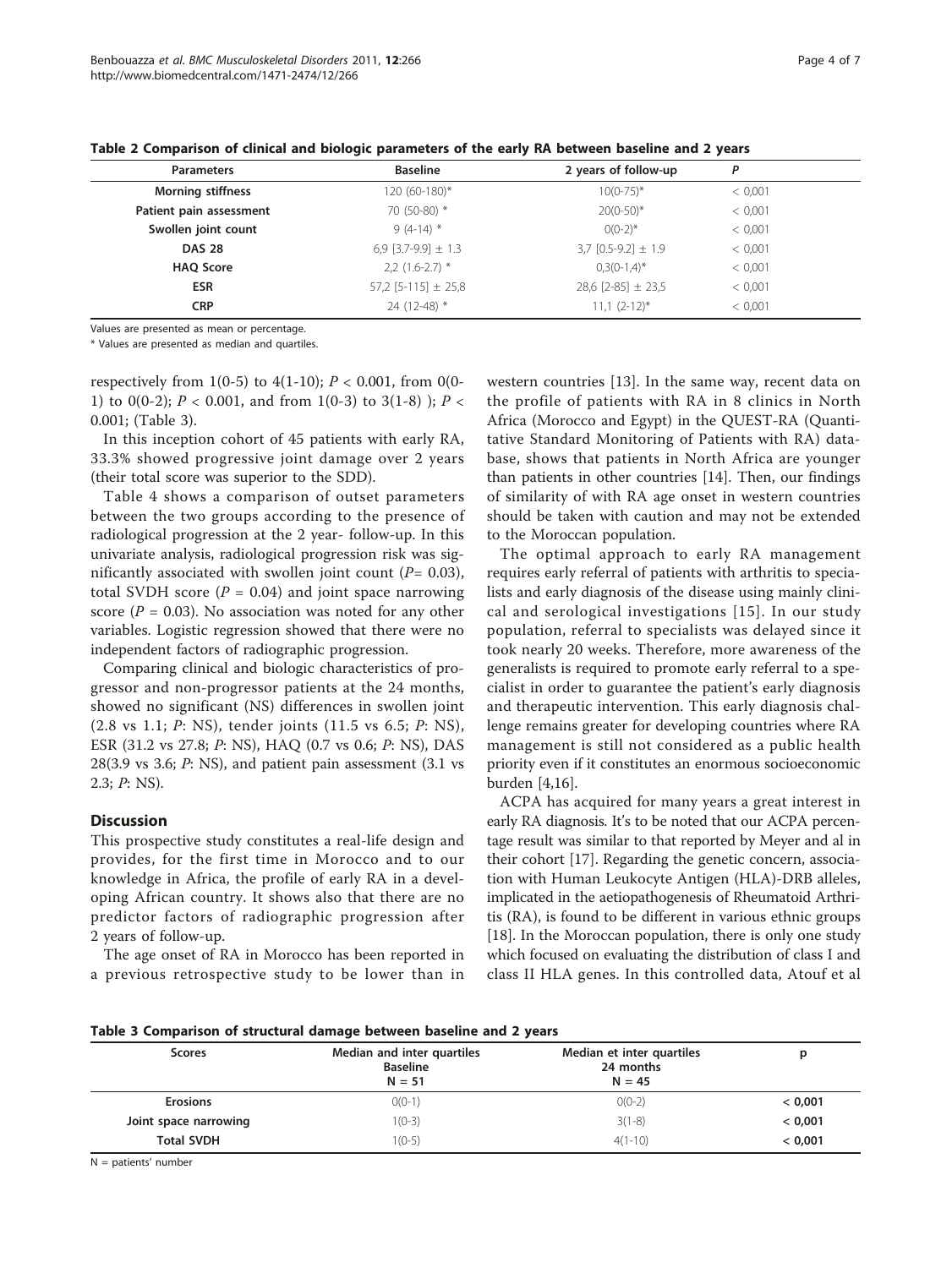**Table 2 Comparison of clinical and biologic parameters of the early RA between baseline and 2 years**

| Parameters | Baseline | 2 years of follow-up | P |
|---|---|---|---|
| Morning stiffness | 120 (60-180)* | 10(0-75)* | < 0,001 |
| Patient pain assessment | 70 (50-80) * | 20(0-50)* | < 0,001 |
| Swollen joint count | 9 (4-14) * | 0(0-2)* | < 0,001 |
| DAS 28 | 6,9 [3.7-9.9] ± 1.3 | 3,7 [0.5-9.2] ± 1.9 | < 0,001 |
| HAQ Score | 2,2 (1.6-2.7) * | 0,3(0-1,4)* | < 0,001 |
| ESR | 57,2 [5-115] ± 25,8 | 28,6 [2-85] ± 23,5 | < 0,001 |
| CRP | 24 (12-48) * | 11,1 (2-12)* | < 0,001 |

Values are presented as mean or percentage.

* Values are presented as median and quartiles.

respectively from 1(0-5) to 4(1-10); *P* < 0.001, from 0(0-1) to 0(0-2); *P* < 0.001, and from 1(0-3) to 3(1-8) ); *P* < 0.001; (Table 3).

In this inception cohort of 45 patients with early RA, 33.3% showed progressive joint damage over 2 years (their total score was superior to the SDD).

Table 4 shows a comparison of outset parameters between the two groups according to the presence of radiological progression at the 2 year- follow-up. In this univariate analysis, radiological progression risk was significantly associated with swollen joint count (*P*= 0.03), total SVDH score (*P* = 0.04) and joint space narrowing score (*P* = 0.03). No association was noted for any other variables. Logistic regression showed that there were no independent factors of radiographic progression.

Comparing clinical and biologic characteristics of progressor and non-progressor patients at the 24 months, showed no significant (NS) differences in swollen joint (2.8 vs 1.1; *P*: NS), tender joints (11.5 vs 6.5; *P*: NS), ESR (31.2 vs 27.8; *P*: NS), HAQ (0.7 vs 0.6; *P*: NS), DAS 28(3.9 vs 3.6; *P*: NS), and patient pain assessment (3.1 vs 2.3; *P*: NS).

## Discussion

This prospective study constitutes a real-life design and provides, for the first time in Morocco and to our knowledge in Africa, the profile of early RA in a developing African country. It shows also that there are no predictor factors of radiographic progression after 2 years of follow-up.

The age onset of RA in Morocco has been reported in a previous retrospective study to be lower than in western countries [13]. In the same way, recent data on the profile of patients with RA in 8 clinics in North Africa (Morocco and Egypt) in the QUEST-RA (Quantitative Standard Monitoring of Patients with RA) database, shows that patients in North Africa are younger than patients in other countries [14]. Then, our findings of similarity of with RA age onset in western countries should be taken with caution and may not be extended to the Moroccan population.

The optimal approach to early RA management requires early referral of patients with arthritis to specialists and early diagnosis of the disease using mainly clinical and serological investigations [15]. In our study population, referral to specialists was delayed since it took nearly 20 weeks. Therefore, more awareness of the generalists is required to promote early referral to a specialist in order to guarantee the patient's early diagnosis and therapeutic intervention. This early diagnosis challenge remains greater for developing countries where RA management is still not considered as a public health priority even if it constitutes an enormous socioeconomic burden [4,16].

ACPA has acquired for many years a great interest in early RA diagnosis. It's to be noted that our ACPA percentage result was similar to that reported by Meyer and al in their cohort [17]. Regarding the genetic concern, association with Human Leukocyte Antigen (HLA)-DRB alleles, implicated in the aetiopathogenesis of Rheumatoid Arthritis (RA), is found to be different in various ethnic groups [18]. In the Moroccan population, there is only one study which focused on evaluating the distribution of class I and class II HLA genes. In this controlled data, Atouf et al

**Table 3 Comparison of structural damage between baseline and 2 years**

| Scores | Median and inter quartiles Baseline N = 51 | Median et inter quartiles 24 months N = 45 | p |
|---|---|---|---|
| Erosions | 0(0-1) | 0(0-2) | **< 0,001** |
| Joint space narrowing | 1(0-3) | 3(1-8) | **< 0,001** |
| Total SVDH | 1(0-5) | 4(1-10) | **< 0,001** |

N = patients' number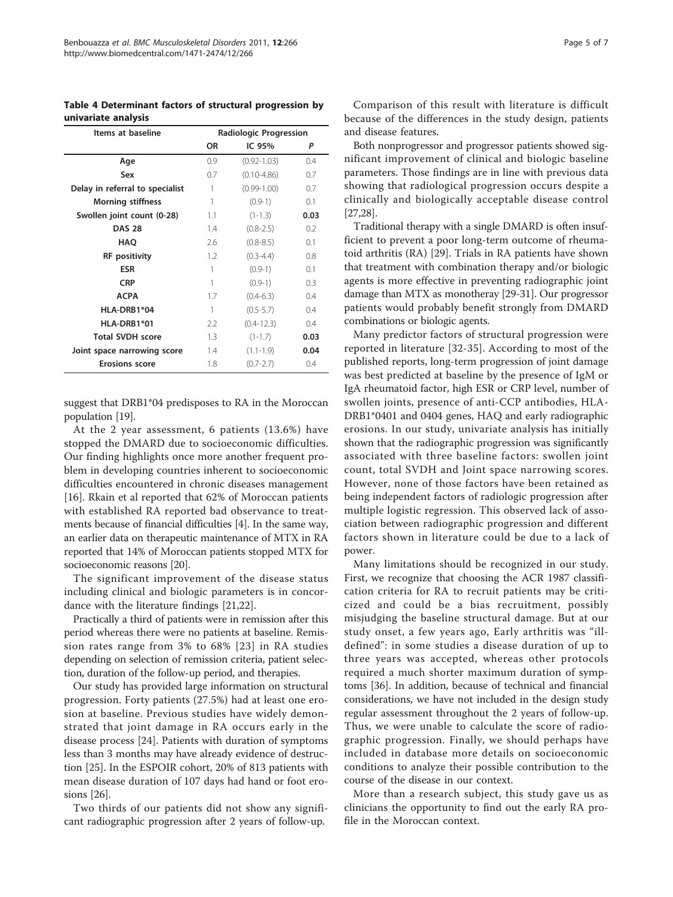**Table 4 Determinant factors of structural progression by univariate analysis**

| Items at baseline | Radiologic Progression | | |
|---|---|---|---|
| | OR | IC 95% | P |
| Age | 0.9 | (0.92-1.03) | 0.4 |
| Sex | 0.7 | (0.10-4.86) | 0.7 |
| Delay in referral to specialist | 1 | (0.99-1.00) | 0.7 |
| Morning stiffness | 1 | (0.9-1) | 0.1 |
| Swollen joint count (0-28) | 1.1 | (1-1.3) | **0.03** |
| DAS 28 | 1.4 | (0.8-2.5) | 0.2 |
| HAQ | 2.6 | (0.8-8.5) | 0.1 |
| RF positivity | 1.2 | (0.3-4.4) | 0.8 |
| ESR | 1 | (0.9-1) | 0.1 |
| CRP | 1 | (0.9-1) | 0.3 |
| ACPA | 1.7 | (0.4-6.3) | 0.4 |
| HLA-DRB1*04 | 1 | (0.5-5.7) | 0.4 |
| HLA-DRB1*01 | 2.2 | (0.4-12.3) | 0.4 |
| Total SVDH score | 1.3 | (1-1.7) | **0.03** |
| Joint space narrowing score | 1.4 | (1.1-1.9) | **0.04** |
| Erosions score | 1.8 | (0.7-2.7) | 0.4 |

suggest that DRB1*04 predisposes to RA in the Moroccan population [19].

At the 2 year assessment, 6 patients (13.6%) have stopped the DMARD due to socioeconomic difficulties. Our finding highlights once more another frequent problem in developing countries inherent to socioeconomic difficulties encountered in chronic diseases management [16]. Rkain et al reported that 62% of Moroccan patients with established RA reported bad observance to treatments because of financial difficulties [4]. In the same way, an earlier data on therapeutic maintenance of MTX in RA reported that 14% of Moroccan patients stopped MTX for socioeconomic reasons [20].

The significant improvement of the disease status including clinical and biologic parameters is in concordance with the literature findings [21,22].

Practically a third of patients were in remission after this period whereas there were no patients at baseline. Remission rates range from 3% to 68% [23] in RA studies depending on selection of remission criteria, patient selection, duration of the follow-up period, and therapies.

Our study has provided large information on structural progression. Forty patients (27.5%) had at least one erosion at baseline. Previous studies have widely demonstrated that joint damage in RA occurs early in the disease process [24]. Patients with duration of symptoms less than 3 months may have already evidence of destruction [25]. In the ESPOIR cohort, 20% of 813 patients with mean disease duration of 107 days had hand or foot erosions [26].

Two thirds of our patients did not show any significant radiographic progression after 2 years of follow-up. Comparison of this result with literature is difficult because of the differences in the study design, patients and disease features.

Both nonprogressor and progressor patients showed significant improvement of clinical and biologic baseline parameters. Those findings are in line with previous data showing that radiological progression occurs despite a clinically and biologically acceptable disease control [27,28].

Traditional therapy with a single DMARD is often insufficient to prevent a poor long-term outcome of rheumatoid arthritis (RA) [29]. Trials in RA patients have shown that treatment with combination therapy and/or biologic agents is more effective in preventing radiographic joint damage than MTX as monotheray [29-31]. Our progressor patients would probably benefit strongly from DMARD combinations or biologic agents.

Many predictor factors of structural progression were reported in literature [32-35]. According to most of the published reports, long-term progression of joint damage was best predicted at baseline by the presence of IgM or IgA rheumatoid factor, high ESR or CRP level, number of swollen joints, presence of anti-CCP antibodies, HLA-DRB1*0401 and 0404 genes, HAQ and early radiographic erosions. In our study, univariate analysis has initially shown that the radiographic progression was significantly associated with three baseline factors: swollen joint count, total SVDH and Joint space narrowing scores. However, none of those factors have been retained as being independent factors of radiologic progression after multiple logistic regression. This observed lack of association between radiographic progression and different factors shown in literature could be due to a lack of power.

Many limitations should be recognized in our study. First, we recognize that choosing the ACR 1987 classification criteria for RA to recruit patients may be criticized and could be a bias recruitment, possibly misjudging the baseline structural damage. But at our study onset, a few years ago, Early arthritis was "ill-defined": in some studies a disease duration of up to three years was accepted, whereas other protocols required a much shorter maximum duration of symptoms [36]. In addition, because of technical and financial considerations, we have not included in the design study regular assessment throughout the 2 years of follow-up. Thus, we were unable to calculate the score of radiographic progression. Finally, we should perhaps have included in database more details on socioeconomic conditions to analyze their possible contribution to the course of the disease in our context.

More than a research subject, this study gave us as clinicians the opportunity to find out the early RA profile in the Moroccan context.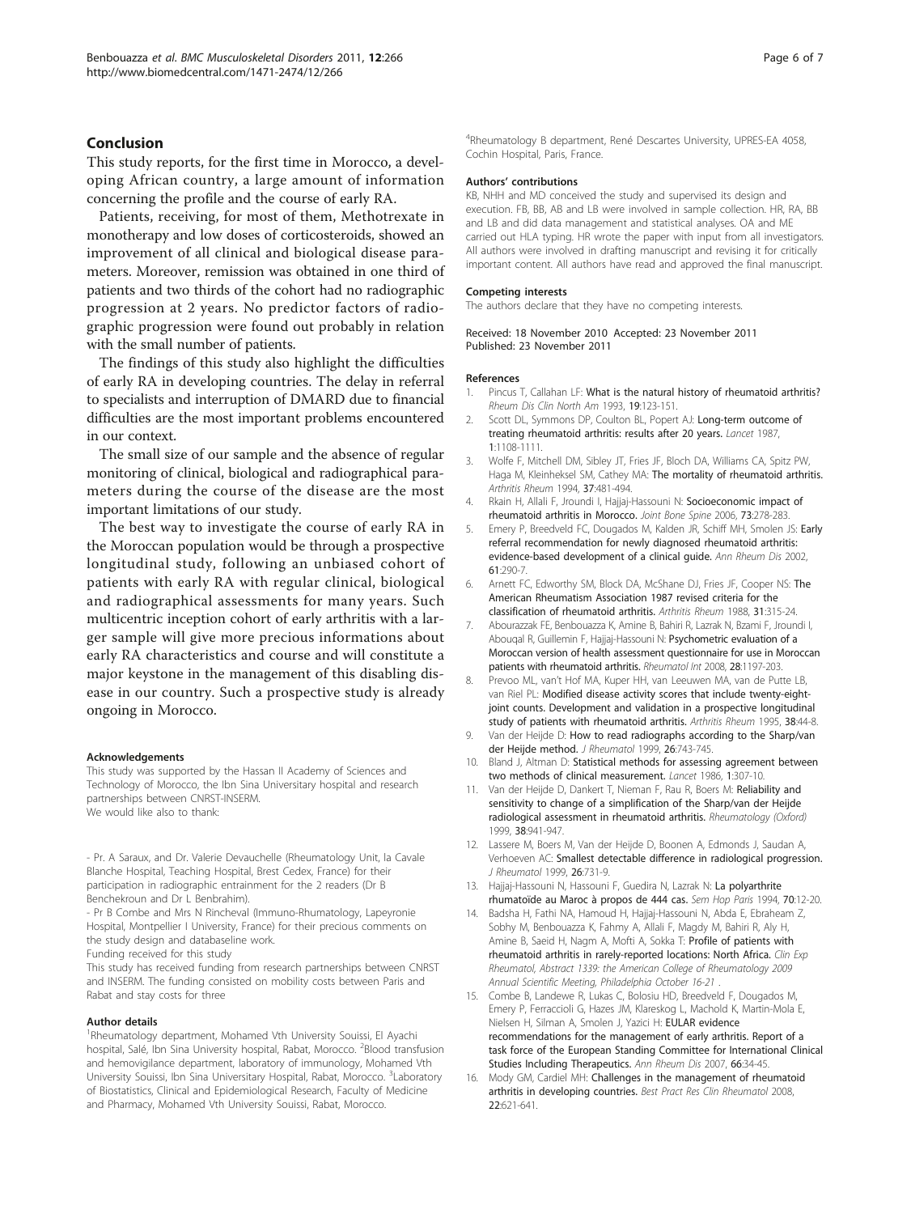## Conclusion

This study reports, for the first time in Morocco, a developing African country, a large amount of information concerning the profile and the course of early RA.

Patients, receiving, for most of them, Methotrexate in monotherapy and low doses of corticosteroids, showed an improvement of all clinical and biological disease parameters. Moreover, remission was obtained in one third of patients and two thirds of the cohort had no radiographic progression at 2 years. No predictor factors of radiographic progression were found out probably in relation with the small number of patients.

The findings of this study also highlight the difficulties of early RA in developing countries. The delay in referral to specialists and interruption of DMARD due to financial difficulties are the most important problems encountered in our context.

The small size of our sample and the absence of regular monitoring of clinical, biological and radiographical parameters during the course of the disease are the most important limitations of our study.

The best way to investigate the course of early RA in the Moroccan population would be through a prospective longitudinal study, following an unbiased cohort of patients with early RA with regular clinical, biological and radiographical assessments for many years. Such multicentric inception cohort of early arthritis with a larger sample will give more precious informations about early RA characteristics and course and will constitute a major keystone in the management of this disabling disease in our country. Such a prospective study is already ongoing in Morocco.

#### Acknowledgements

This study was supported by the Hassan II Academy of Sciences and Technology of Morocco, the Ibn Sina Universitary hospital and research partnerships between CNRST-INSERM.

We would like also to thank:

- Pr. A Saraux, and Dr. Valerie Devauchelle (Rheumatology Unit, la Cavale Blanche Hospital, Teaching Hospital, Brest Cedex, France) for their participation in radiographic entrainment for the 2 readers (Dr B Benchekroun and Dr L Benbrahim).

- Pr B Combe and Mrs N Rincheval (Immuno-Rhumatology, Lapeyronie Hospital, Montpellier I University, France) for their precious comments on the study design and databaseline work.

Funding received for this study

This study has received funding from research partnerships between CNRST and INSERM. The funding consisted on mobility costs between Paris and Rabat and stay costs for three

#### Author details

[1]Rheumatology department, Mohamed Vth University Souissi, El Ayachi hospital, Salé, Ibn Sina University hospital, Rabat, Morocco. [2]Blood transfusion and hemovigilance department, laboratory of immunology, Mohamed Vth University Souissi, Ibn Sina Universitary Hospital, Rabat, Morocco. [3]Laboratory of Biostatistics, Clinical and Epidemiological Research, Faculty of Medicine and Pharmacy, Mohamed Vth University Souissi, Rabat, Morocco. [4]Rheumatology B department, René Descartes University, UPRES-EA 4058, Cochin Hospital, Paris, France.

#### Authors' contributions

KB, NHH and MD conceived the study and supervised its design and execution. FB, BB, AB and LB were involved in sample collection. HR, RA, BB and LB and did data management and statistical analyses. OA and ME carried out HLA typing. HR wrote the paper with input from all investigators. All authors were involved in drafting manuscript and revising it for critically important content. All authors have read and approved the final manuscript.

#### Competing interests

The authors declare that they have no competing interests.

Received: 18 November 2010 Accepted: 23 November 2011
Published: 23 November 2011

#### References

1. Pincus T, Callahan LF: What is the natural history of rheumatoid arthritis? *Rheum Dis Clin North Am* 1993, **19**:123-151.
2. Scott DL, Symmons DP, Coulton BL, Popert AJ: Long-term outcome of treating rheumatoid arthritis: results after 20 years. *Lancet* 1987, **1**:1108-1111.
3. Wolfe F, Mitchell DM, Sibley JT, Fries JF, Bloch DA, Williams CA, Spitz PW, Haga M, Kleinheksel SM, Cathey MA: The mortality of rheumatoid arthritis. *Arthritis Rheum* 1994, **37**:481-494.
4. Rkain H, Allali F, Jroundi I, Hajjaj-Hassouni N: Socioeconomic impact of rheumatoid arthritis in Morocco. *Joint Bone Spine* 2006, **73**:278-283.
5. Emery P, Breedveld FC, Dougados M, Kalden JR, Schiff MH, Smolen JS: Early referral recommendation for newly diagnosed rheumatoid arthritis: evidence-based development of a clinical guide. *Ann Rheum Dis* 2002, **61**:290-7.
6. Arnett FC, Edworthy SM, Block DA, McShane DJ, Fries JF, Cooper NS: The American Rheumatism Association 1987 revised criteria for the classification of rheumatoid arthritis. *Arthritis Rheum* 1988, **31**:315-24.
7. Abourazzak FE, Benbouazza K, Amine B, Bahiri R, Lazrak N, Bzami F, Jroundi I, Abouqal R, Guillemin F, Hajjaj-Hassouni N: Psychometric evaluation of a Moroccan version of health assessment questionnaire for use in Moroccan patients with rheumatoid arthritis. *Rheumatol Int* 2008, **28**:1197-203.
8. Prevoo ML, van't Hof MA, Kuper HH, van Leeuwen MA, van de Putte LB, van Riel PL: Modified disease activity scores that include twenty-eight-joint counts. Development and validation in a prospective longitudinal study of patients with rheumatoid arthritis. *Arthritis Rheum* 1995, **38**:44-8.
9. Van der Heijde D: How to read radiographs according to the Sharp/van der Heijde method. *J Rheumatol* 1999, **26**:743-745.
10. Bland J, Altman D: Statistical methods for assessing agreement between two methods of clinical measurement. *Lancet* 1986, **1**:307-10.
11. Van der Heijde D, Dankert T, Nieman F, Rau R, Boers M: Reliability and sensitivity to change of a simplification of the Sharp/van der Heijde radiological assessment in rheumatoid arthritis. *Rheumatology (Oxford)* 1999, **38**:941-947.
12. Lassere M, Boers M, Van der Heijde D, Boonen A, Edmonds J, Saudan A, Verhoeven AC: Smallest detectable difference in radiological progression. *J Rheumatol* 1999, **26**:731-9.
13. Hajjaj-Hassouni N, Hassouni F, Guedira N, Lazrak N: La polyarthrite rhumatoïde au Maroc à propos de 444 cas. *Sem Hop Paris* 1994, **70**:12-20.
14. Badsha H, Fathi NA, Hamoud H, Hajjaj-Hassouni N, Abda E, Ebraheam Z, Sobhy M, Benbouazza K, Fahmy A, Allali F, Magdy M, Bahiri R, Aly H, Amine B, Saeid H, Nagm A, Mofti A, Sokka T: Profile of patients with rheumatoid arthritis in rarely-reported locations: North Africa. *Clin Exp Rheumatol, Abstract 1339: the American College of Rheumatology 2009 Annual Scientific Meeting, Philadelphia October 16-21* .
15. Combe B, Landewe R, Lukas C, Bolosiu HD, Breedveld F, Dougados M, Emery P, Ferraccioli G, Hazes JM, Klareskog L, Machold K, Martin-Mola E, Nielsen H, Silman A, Smolen J, Yazici H: EULAR evidence recommendations for the management of early arthritis. Report of a task force of the European Standing Committee for International Clinical Studies Including Therapeutics. *Ann Rheum Dis* 2007, **66**:34-45.
16. Mody GM, Cardiel MH: Challenges in the management of rheumatoid arthritis in developing countries. *Best Pract Res Clin Rheumatol* 2008, **22**:621-641.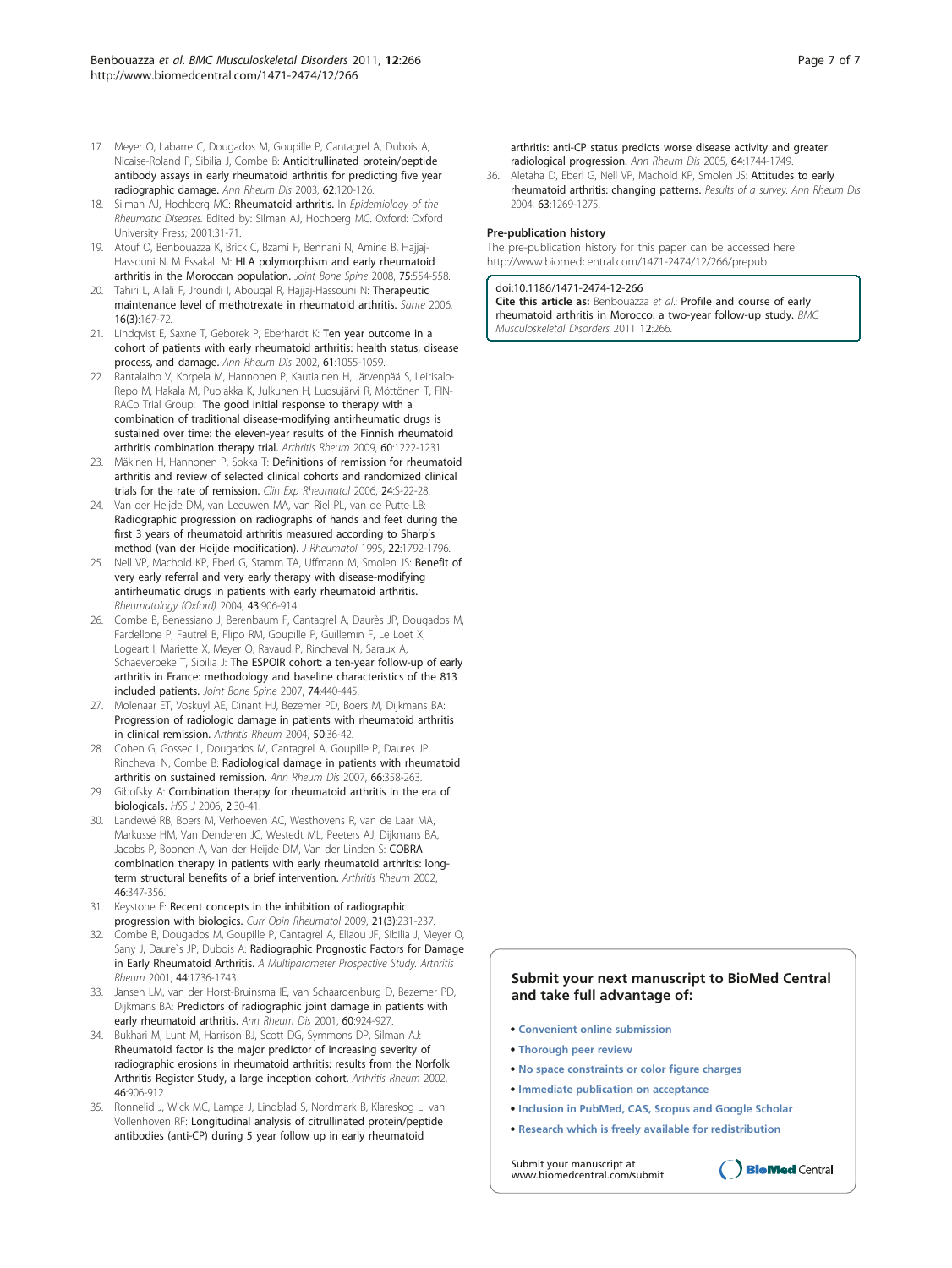17. Meyer O, Labarre C, Dougados M, Goupille P, Cantagrel A, Dubois A, Nicaise-Roland P, Sibilia J, Combe B: **Anticitrullinated protein/peptide antibody assays in early rheumatoid arthritis for predicting five year radiographic damage.** *Ann Rheum Dis* 2003, **62**:120-126.
18. Silman AJ, Hochberg MC: **Rheumatoid arthritis.** In *Epidemiology of the Rheumatic Diseases.* Edited by: Silman AJ, Hochberg MC. Oxford: Oxford University Press; 2001:31-71.
19. Atouf O, Benbouazza K, Brick C, Bzami F, Bennani N, Amine B, Hajjaj-Hassouni N, M Essakali M: **HLA polymorphism and early rheumatoid arthritis in the Moroccan population.** *Joint Bone Spine* 2008, **75**:554-558.
20. Tahiri L, Allali F, Jroundi I, Abouqal R, Hajjaj-Hassouni N: **Therapeutic maintenance level of methotrexate in rheumatoid arthritis.** *Sante* 2006, **16(3)**:167-72.
21. Lindqvist E, Saxne T, Geborek P, Eberhardt K: **Ten year outcome in a cohort of patients with early rheumatoid arthritis: health status, disease process, and damage.** *Ann Rheum Dis* 2002, **61**:1055-1059.
22. Rantalaiho V, Korpela M, Hannonen P, Kautiainen H, Järvenpää S, Leirisalo-Repo M, Hakala M, Puolakka K, Julkunen H, Luosujärvi R, Möttönen T, FIN-RACo Trial Group: **The good initial response to therapy with a combination of traditional disease-modifying antirheumatic drugs is sustained over time: the eleven-year results of the Finnish rheumatoid arthritis combination therapy trial.** *Arthritis Rheum* 2009, **60**:1222-1231.
23. Mäkinen H, Hannonen P, Sokka T: **Definitions of remission for rheumatoid arthritis and review of selected clinical cohorts and randomized clinical trials for the rate of remission.** *Clin Exp Rheumatol* 2006, **24**:S-22-28.
24. Van der Heijde DM, van Leeuwen MA, van Riel PL, van de Putte LB: **Radiographic progression on radiographs of hands and feet during the first 3 years of rheumatoid arthritis measured according to Sharp's method (van der Heijde modification).** *J Rheumatol* 1995, **22**:1792-1796.
25. Nell VP, Machold KP, Eberl G, Stamm TA, Uffmann M, Smolen JS: **Benefit of very early referral and very early therapy with disease-modifying antirheumatic drugs in patients with early rheumatoid arthritis.** *Rheumatology (Oxford)* 2004, **43**:906-914.
26. Combe B, Benessiano J, Berenbaum F, Cantagrel A, Daurès JP, Dougados M, Fardellone P, Fautrel B, Flipo RM, Goupille P, Guillemin F, Le Loet X, Logeart I, Mariette X, Meyer O, Ravaud P, Rincheval N, Saraux A, Schaeverbeke T, Sibilia J: **The ESPOIR cohort: a ten-year follow-up of early arthritis in France: methodology and baseline characteristics of the 813 included patients.** *Joint Bone Spine* 2007, **74**:440-445.
27. Molenaar ET, Voskuyl AE, Dinant HJ, Bezemer PD, Boers M, Dijkmans BA: **Progression of radiologic damage in patients with rheumatoid arthritis in clinical remission.** *Arthritis Rheum* 2004, **50**:36-42.
28. Cohen G, Gossec L, Dougados M, Cantagrel A, Goupille P, Daures JP, Rincheval N, Combe B: **Radiological damage in patients with rheumatoid arthritis on sustained remission.** *Ann Rheum Dis* 2007, **66**:358-263.
29. Gibofsky A: **Combination therapy for rheumatoid arthritis in the era of biologicals.** *HSS J* 2006, **2**:30-41.
30. Landewé RB, Boers M, Verhoeven AC, Westhovens R, van de Laar MA, Markusse HM, Van Denderen JC, Westedt ML, Peeters AJ, Dijkmans BA, Jacobs P, Boonen A, Van der Heijde DM, Van der Linden S: **COBRA combination therapy in patients with early rheumatoid arthritis: long-term structural benefits of a brief intervention.** *Arthritis Rheum* 2002, **46**:347-356.
31. Keystone E: **Recent concepts in the inhibition of radiographic progression with biologics.** *Curr Opin Rheumatol* 2009, **21(3)**:231-237.
32. Combe B, Dougados M, Goupille P, Cantagrel A, Eliaou JF, Sibilia J, Meyer O, Sany J, Daure`s JP, Dubois A: **Radiographic Prognostic Factors for Damage in Early Rheumatoid Arthritis.** *A Multiparameter Prospective Study. Arthritis Rheum* 2001, **44**:1736-1743.
33. Jansen LM, van der Horst-Bruinsma IE, van Schaardenburg D, Bezemer PD, Dijkmans BA: **Predictors of radiographic joint damage in patients with early rheumatoid arthritis.** *Ann Rheum Dis* 2001, **60**:924-927.
34. Bukhari M, Lunt M, Harrison BJ, Scott DG, Symmons DP, Silman AJ: **Rheumatoid factor is the major predictor of increasing severity of radiographic erosions in rheumatoid arthritis: results from the Norfolk Arthritis Register Study, a large inception cohort.** *Arthritis Rheum* 2002, **46**:906-912.
35. Ronnelid J, Wick MC, Lampa J, Lindblad S, Nordmark B, Klareskog L, van Vollenhoven RF: **Longitudinal analysis of citrullinated protein/peptide antibodies (anti-CP) during 5 year follow up in early rheumatoid arthritis: anti-CP status predicts worse disease activity and greater radiological progression.** *Ann Rheum Dis* 2005, **64**:1744-1749.
36. Aletaha D, Eberl G, Nell VP, Machold KP, Smolen JS: **Attitudes to early rheumatoid arthritis: changing patterns.** *Results of a survey. Ann Rheum Dis* 2004, **63**:1269-1275.

### Pre-publication history

The pre-publication history for this paper can be accessed here:
http://www.biomedcentral.com/1471-2474/12/266/prepub

doi:10.1186/1471-2474-12-266
**Cite this article as:** Benbouazza *et al.*: Profile and course of early rheumatoid arthritis in Morocco: a two-year follow-up study. *BMC Musculoskeletal Disorders* 2011 **12**:266.

**Submit your next manuscript to BioMed Central and take full advantage of:**

- **Convenient online submission**
- **Thorough peer review**
- **No space constraints or color figure charges**
- **Immediate publication on acceptance**
- **Inclusion in PubMed, CAS, Scopus and Google Scholar**
- **Research which is freely available for redistribution**

Submit your manuscript at
www.biomedcentral.com/submit

BioMed Central